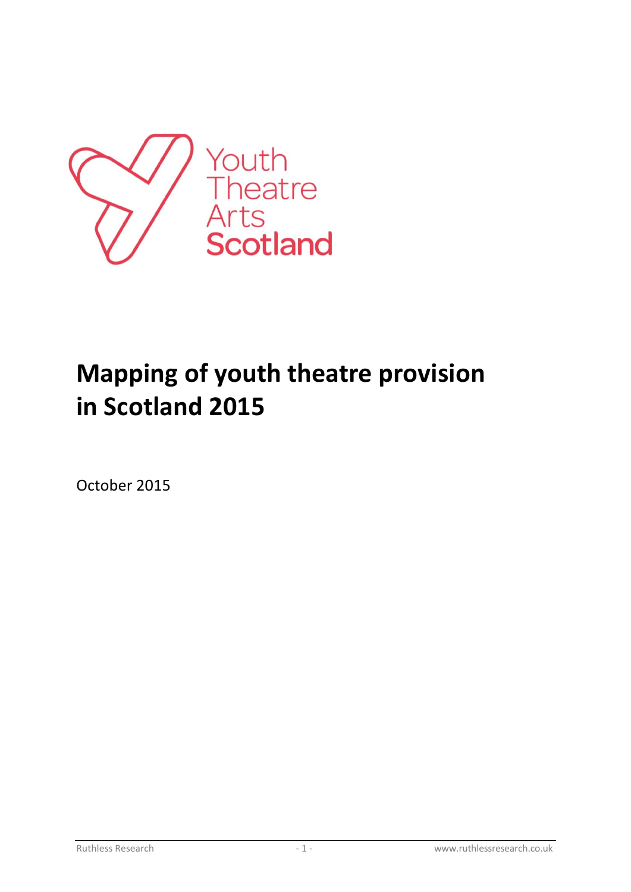Youth Theatre Arts Scotland

# Mapping of youth theatre provision in Scotland 2015

October 2015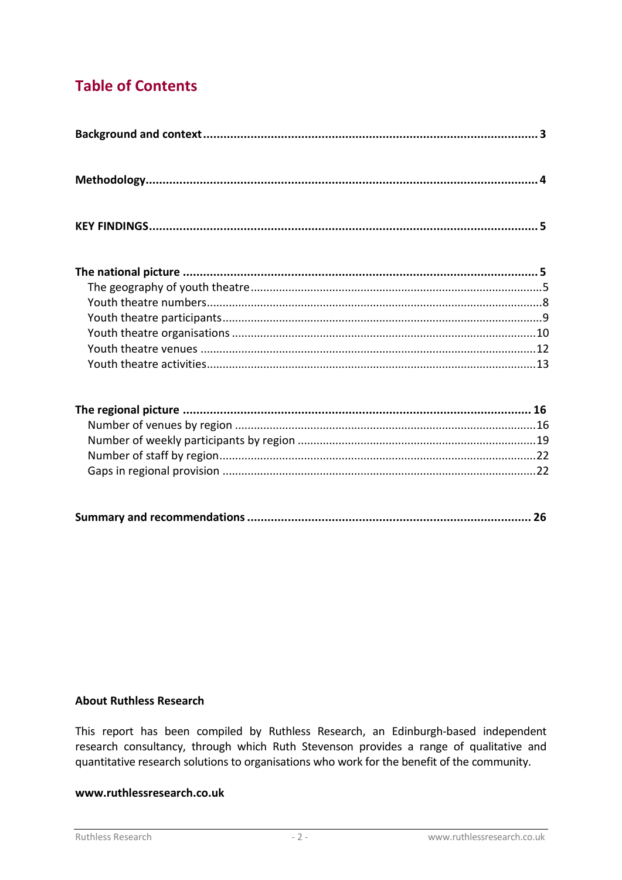# Table of Contents

**Background and context** ........ 3

**Methodology** ........ 4

**KEY FINDINGS** ........ 5

**The national picture** ........ 5
- The geography of youth theatre ........ 5
- Youth theatre numbers ........ 8
- Youth theatre participants ........ 9
- Youth theatre organisations ........ 10
- Youth theatre venues ........ 12
- Youth theatre activities ........ 13

**The regional picture** ........ 16
- Number of venues by region ........ 16
- Number of weekly participants by region ........ 19
- Number of staff by region ........ 22
- Gaps in regional provision ........ 22

**Summary and recommendations** ........ 26

**About Ruthless Research**

This report has been compiled by Ruthless Research, an Edinburgh-based independent research consultancy, through which Ruth Stevenson provides a range of qualitative and quantitative research solutions to organisations who work for the benefit of the community.

**www.ruthlessresearch.co.uk**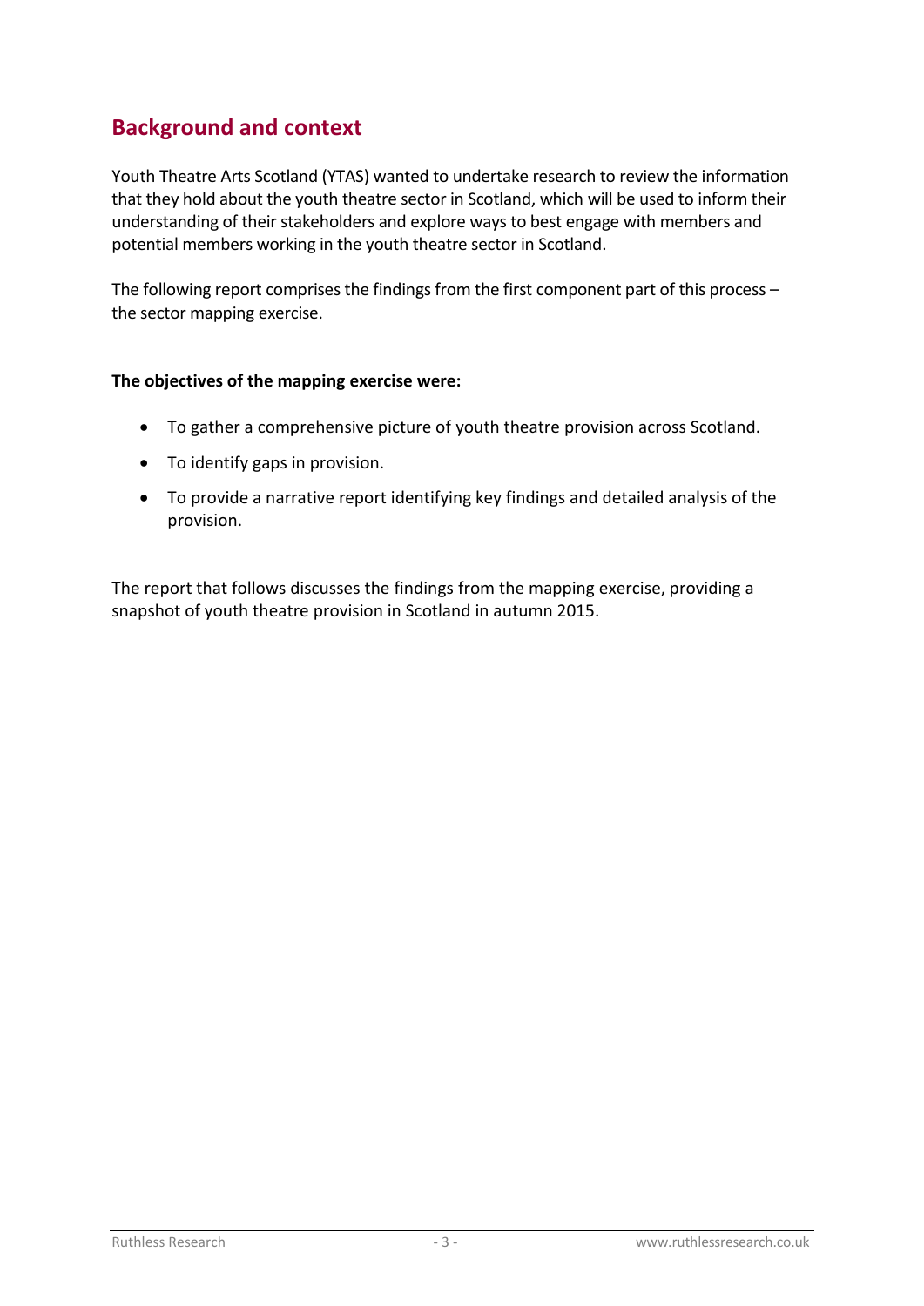## Background and context

Youth Theatre Arts Scotland (YTAS) wanted to undertake research to review the information that they hold about the youth theatre sector in Scotland, which will be used to inform their understanding of their stakeholders and explore ways to best engage with members and potential members working in the youth theatre sector in Scotland.

The following report comprises the findings from the first component part of this process – the sector mapping exercise.

**The objectives of the mapping exercise were:**

- To gather a comprehensive picture of youth theatre provision across Scotland.
- To identify gaps in provision.
- To provide a narrative report identifying key findings and detailed analysis of the provision.

The report that follows discusses the findings from the mapping exercise, providing a snapshot of youth theatre provision in Scotland in autumn 2015.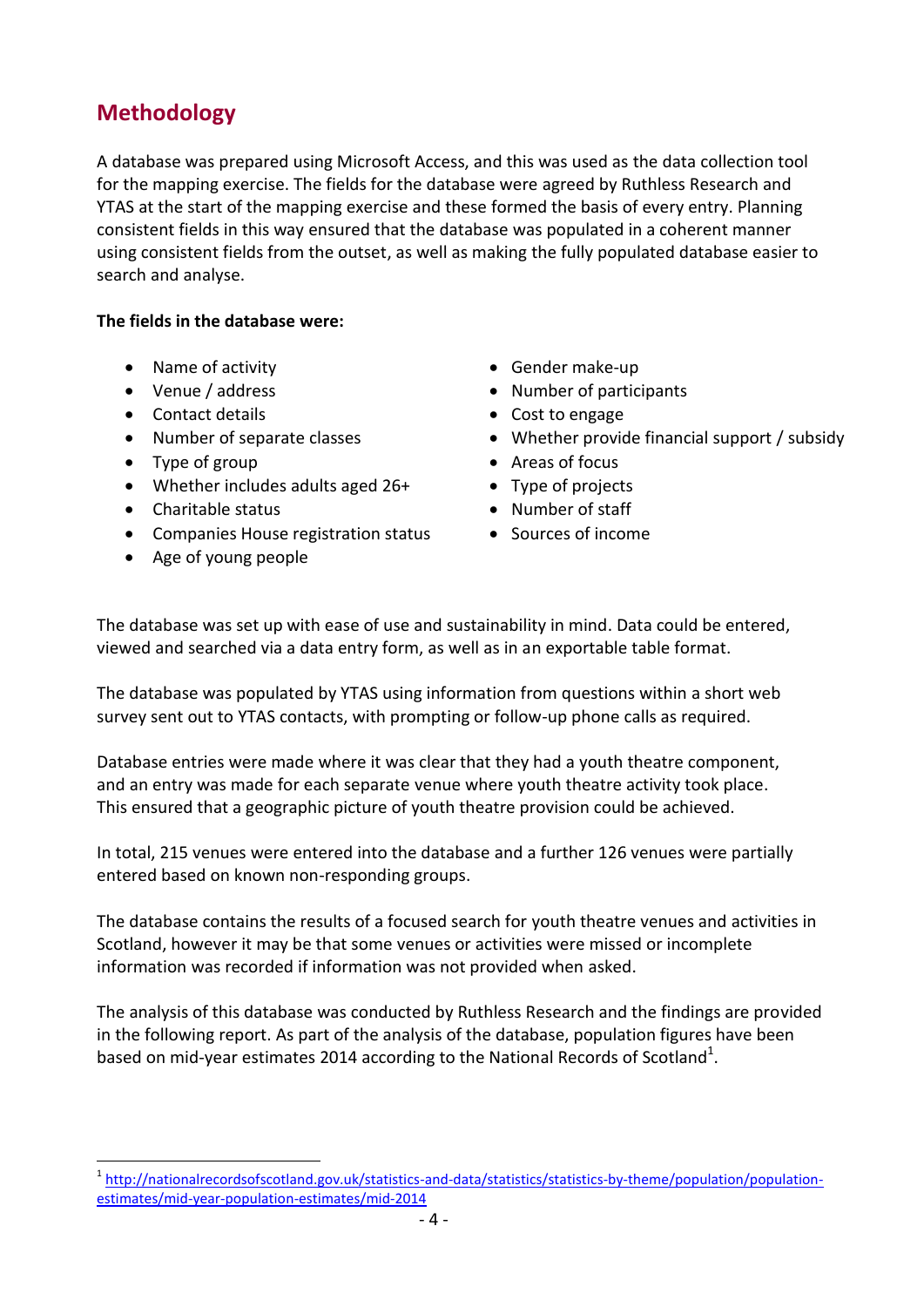## Methodology

A database was prepared using Microsoft Access, and this was used as the data collection tool for the mapping exercise. The fields for the database were agreed by Ruthless Research and YTAS at the start of the mapping exercise and these formed the basis of every entry. Planning consistent fields in this way ensured that the database was populated in a coherent manner using consistent fields from the outset, as well as making the fully populated database easier to search and analyse.

**The fields in the database were:**

- Name of activity
- Venue / address
- Contact details
- Number of separate classes
- Type of group
- Whether includes adults aged 26+
- Charitable status
- Companies House registration status
- Age of young people
- Gender make-up
- Number of participants
- Cost to engage
- Whether provide financial support / subsidy
- Areas of focus
- Type of projects
- Number of staff
- Sources of income

The database was set up with ease of use and sustainability in mind. Data could be entered, viewed and searched via a data entry form, as well as in an exportable table format.

The database was populated by YTAS using information from questions within a short web survey sent out to YTAS contacts, with prompting or follow-up phone calls as required.

Database entries were made where it was clear that they had a youth theatre component, and an entry was made for each separate venue where youth theatre activity took place. This ensured that a geographic picture of youth theatre provision could be achieved.

In total, 215 venues were entered into the database and a further 126 venues were partially entered based on known non-responding groups.

The database contains the results of a focused search for youth theatre venues and activities in Scotland, however it may be that some venues or activities were missed or incomplete information was recorded if information was not provided when asked.

The analysis of this database was conducted by Ruthless Research and the findings are provided in the following report. As part of the analysis of the database, population figures have been based on mid-year estimates 2014 according to the National Records of Scotland[1].

---

[1] http://nationalrecordsofscotland.gov.uk/statistics-and-data/statistics/statistics-by-theme/population/population-estimates/mid-year-population-estimates/mid-2014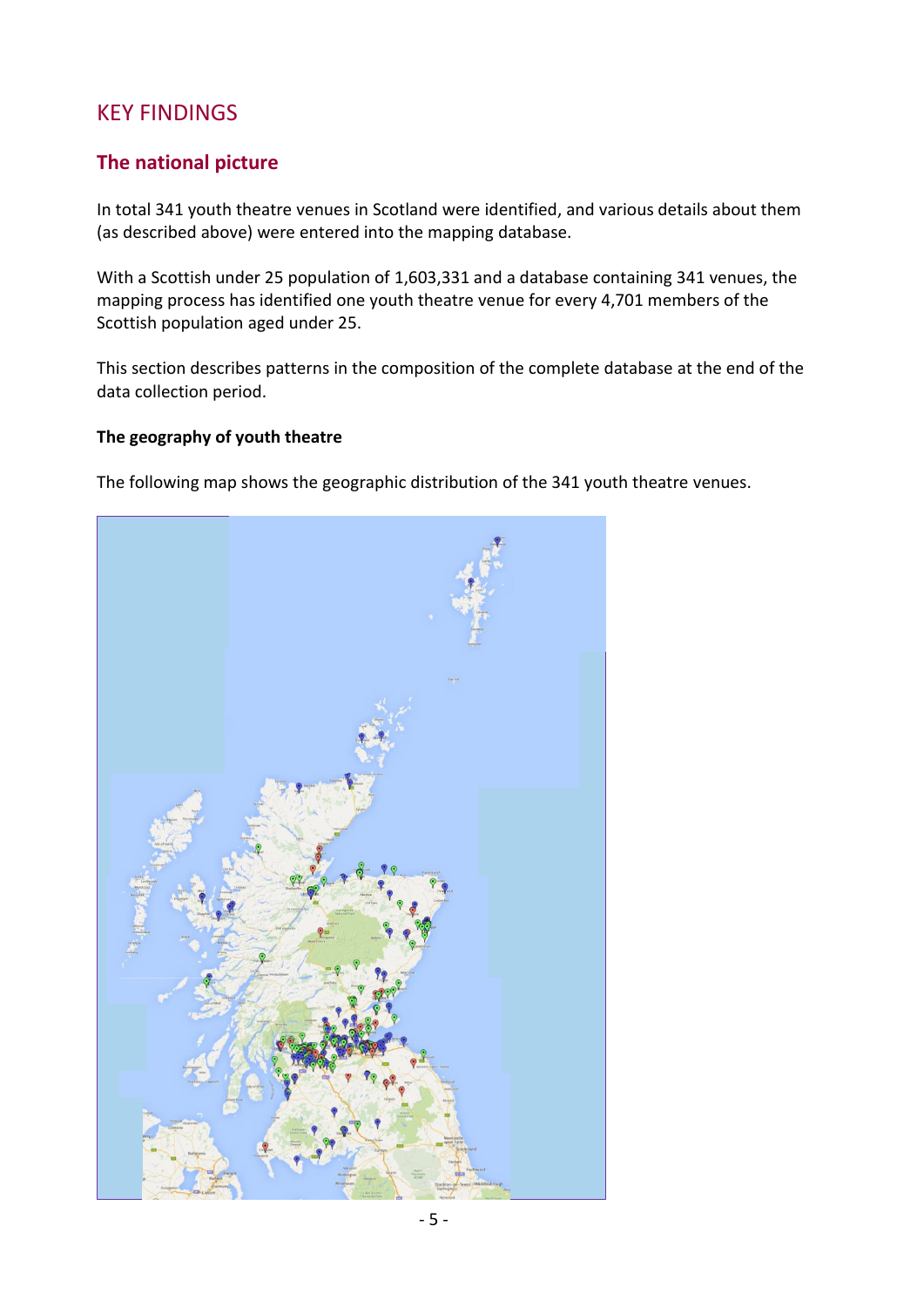# KEY FINDINGS

## The national picture

In total 341 youth theatre venues in Scotland were identified, and various details about them (as described above) were entered into the mapping database.

With a Scottish under 25 population of 1,603,331 and a database containing 341 venues, the mapping process has identified one youth theatre venue for every 4,701 members of the Scottish population aged under 25.

This section describes patterns in the composition of the complete database at the end of the data collection period.

**The geography of youth theatre**

The following map shows the geographic distribution of the 341 youth theatre venues.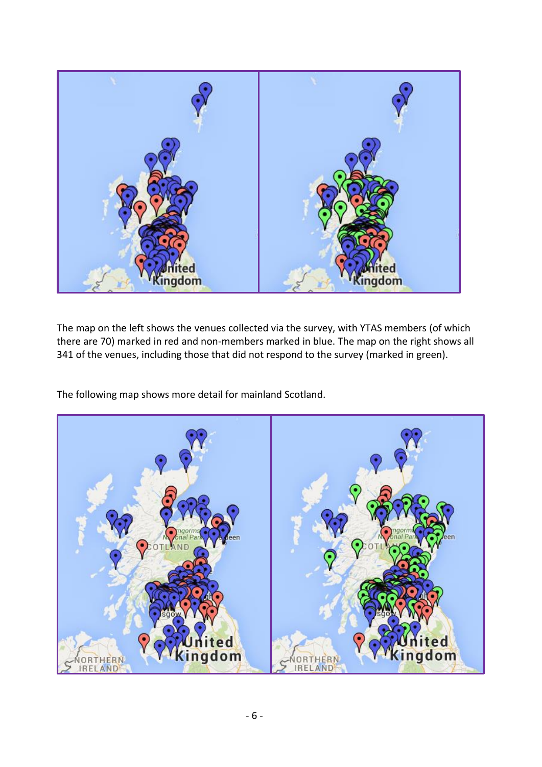The map on the left shows the venues collected via the survey, with YTAS members (of which there are 70) marked in red and non-members marked in blue. The map on the right shows all 341 of the venues, including those that did not respond to the survey (marked in green).

The following map shows more detail for mainland Scotland.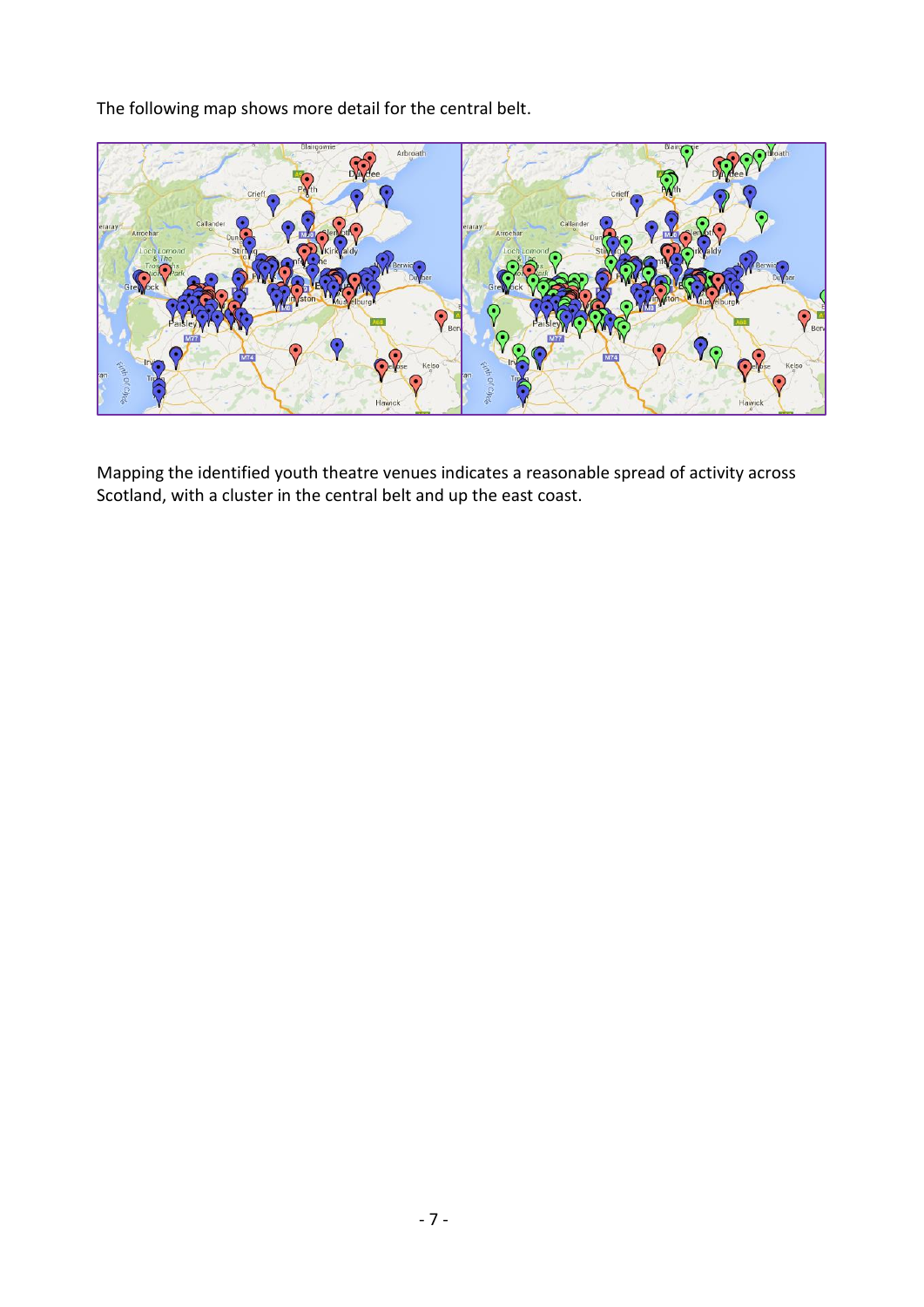The following map shows more detail for the central belt.

Mapping the identified youth theatre venues indicates a reasonable spread of activity across Scotland, with a cluster in the central belt and up the east coast.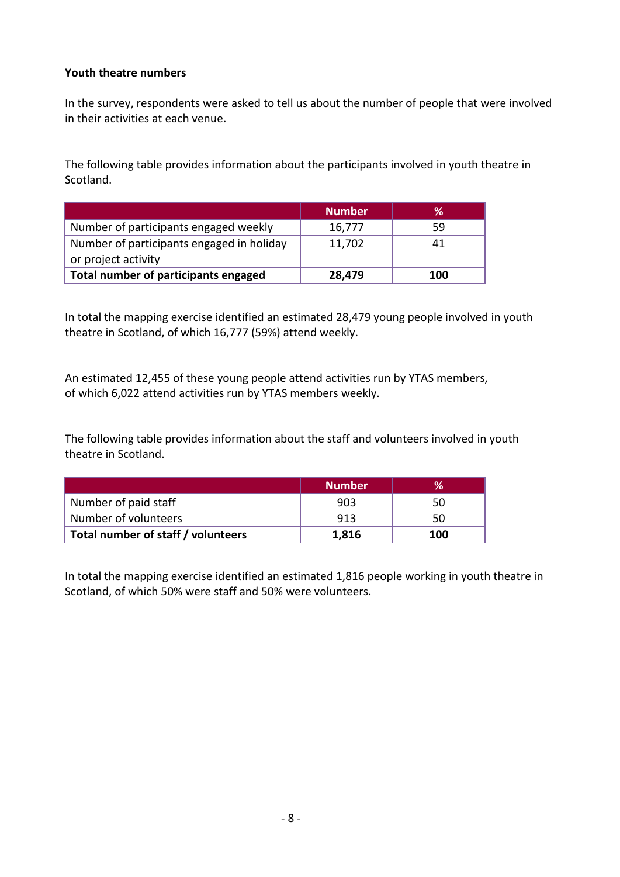**Youth theatre numbers**

In the survey, respondents were asked to tell us about the number of people that were involved in their activities at each venue.

The following table provides information about the participants involved in youth theatre in Scotland.

| | Number | % |
|---|---|---|
| Number of participants engaged weekly | 16,777 | 59 |
| Number of participants engaged in holiday or project activity | 11,702 | 41 |
| **Total number of participants engaged** | **28,479** | **100** |

In total the mapping exercise identified an estimated 28,479 young people involved in youth theatre in Scotland, of which 16,777 (59%) attend weekly.

An estimated 12,455 of these young people attend activities run by YTAS members, of which 6,022 attend activities run by YTAS members weekly.

The following table provides information about the staff and volunteers involved in youth theatre in Scotland.

| | Number | % |
|---|---|---|
| Number of paid staff | 903 | 50 |
| Number of volunteers | 913 | 50 |
| **Total number of staff / volunteers** | **1,816** | **100** |

In total the mapping exercise identified an estimated 1,816 people working in youth theatre in Scotland, of which 50% were staff and 50% were volunteers.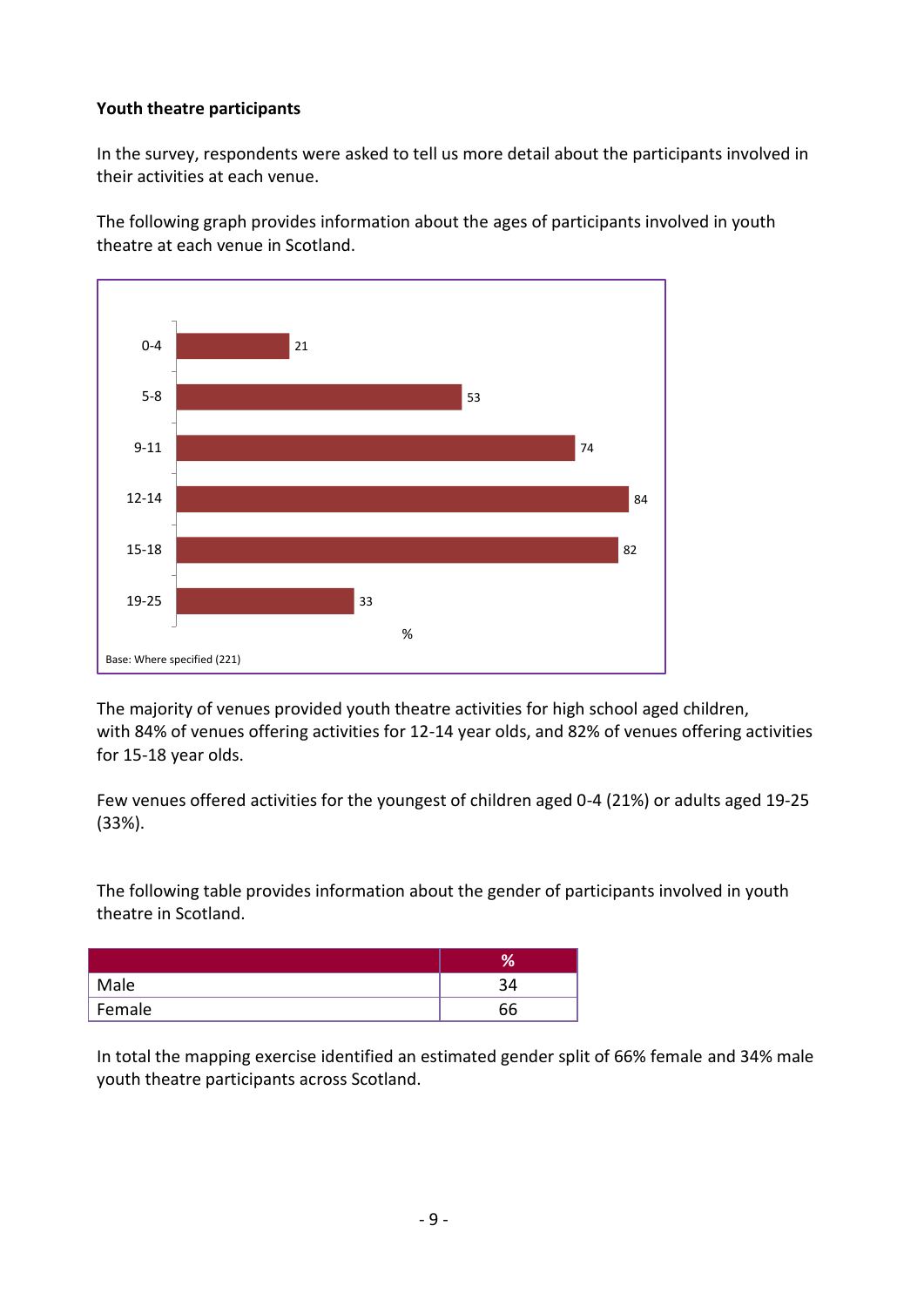**Youth theatre participants**

In the survey, respondents were asked to tell us more detail about the participants involved in their activities at each venue.

The following graph provides information about the ages of participants involved in youth theatre at each venue in Scotland.

| Age | % |
|---|---|
| 0-4 | 21 |
| 5-8 | 53 |
| 9-11 | 74 |
| 12-14 | 84 |
| 15-18 | 82 |
| 19-25 | 33 |

Base: Where specified (221)

The majority of venues provided youth theatre activities for high school aged children, with 84% of venues offering activities for 12-14 year olds, and 82% of venues offering activities for 15-18 year olds.

Few venues offered activities for the youngest of children aged 0-4 (21%) or adults aged 19-25 (33%).

The following table provides information about the gender of participants involved in youth theatre in Scotland.

| | % |
|---|---|
| Male | 34 |
| Female | 66 |

In total the mapping exercise identified an estimated gender split of 66% female and 34% male youth theatre participants across Scotland.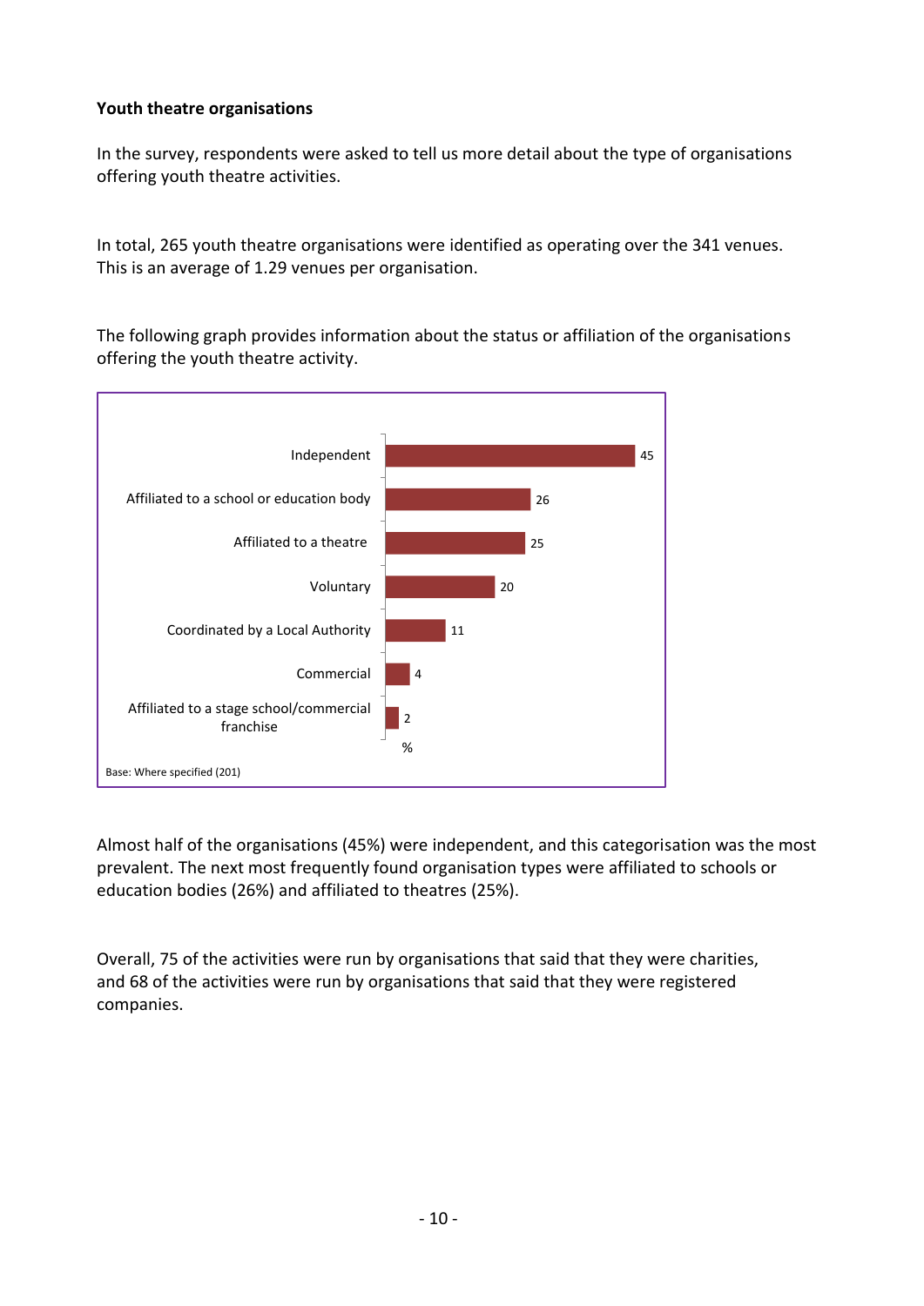**Youth theatre organisations**

In the survey, respondents were asked to tell us more detail about the type of organisations offering youth theatre activities.

In total, 265 youth theatre organisations were identified as operating over the 341 venues. This is an average of 1.29 venues per organisation.

The following graph provides information about the status or affiliation of the organisations offering the youth theatre activity.

| Status or affiliation | % |
|---|---|
| Independent | 45 |
| Affiliated to a school or education body | 26 |
| Affiliated to a theatre | 25 |
| Voluntary | 20 |
| Coordinated by a Local Authority | 11 |
| Commercial | 4 |
| Affiliated to a stage school/commercial franchise | 2 |

Base: Where specified (201)

Almost half of the organisations (45%) were independent, and this categorisation was the most prevalent. The next most frequently found organisation types were affiliated to schools or education bodies (26%) and affiliated to theatres (25%).

Overall, 75 of the activities were run by organisations that said that they were charities, and 68 of the activities were run by organisations that said that they were registered companies.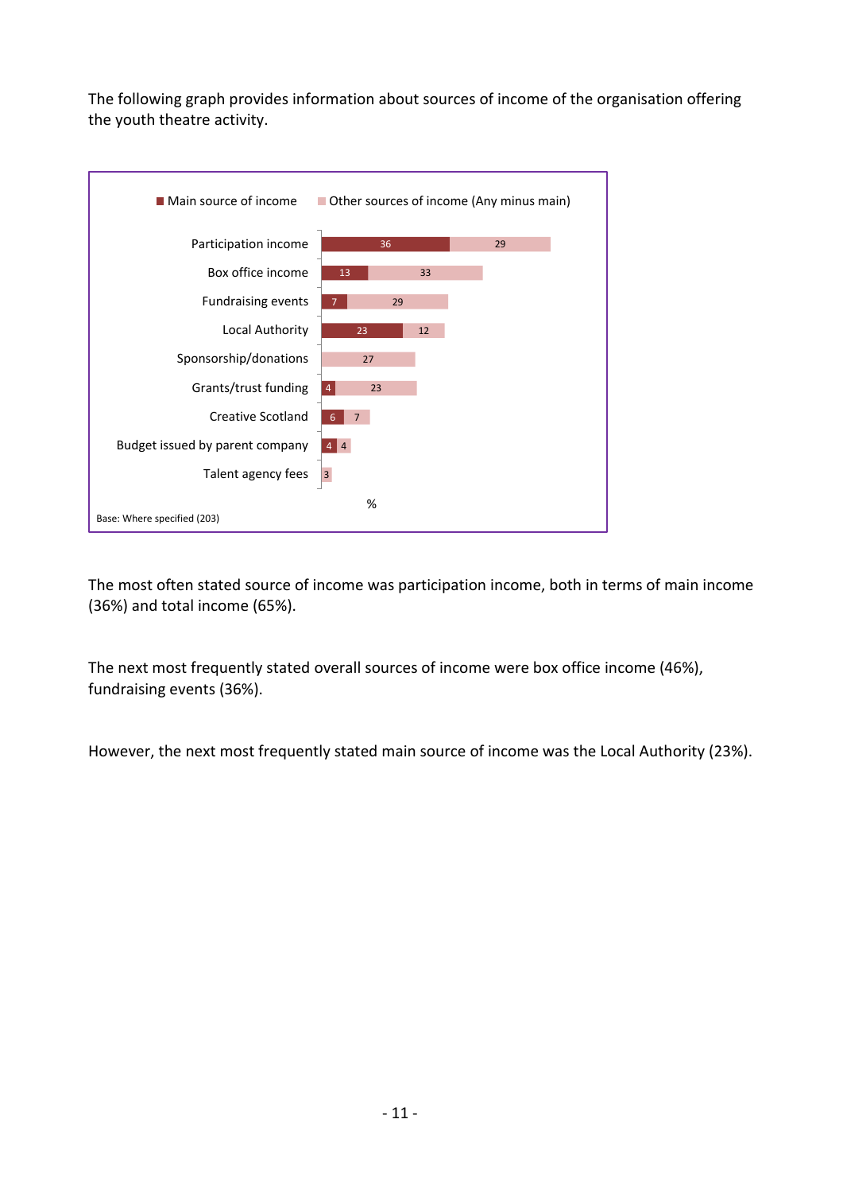The following graph provides information about sources of income of the organisation offering the youth theatre activity.

| | Main source of income | Other sources of income (Any minus main) |
|---|---|---|
| Participation income | 36 | 29 |
| Box office income | 13 | 33 |
| Fundraising events | 7 | 29 |
| Local Authority | 23 | 12 |
| Sponsorship/donations | | 27 |
| Grants/trust funding | 4 | 23 |
| Creative Scotland | 6 | 7 |
| Budget issued by parent company | 4 | 4 |
| Talent agency fees | | 3 |

%

Base: Where specified (203)

The most often stated source of income was participation income, both in terms of main income (36%) and total income (65%).

The next most frequently stated overall sources of income were box office income (46%), fundraising events (36%).

However, the next most frequently stated main source of income was the Local Authority (23%).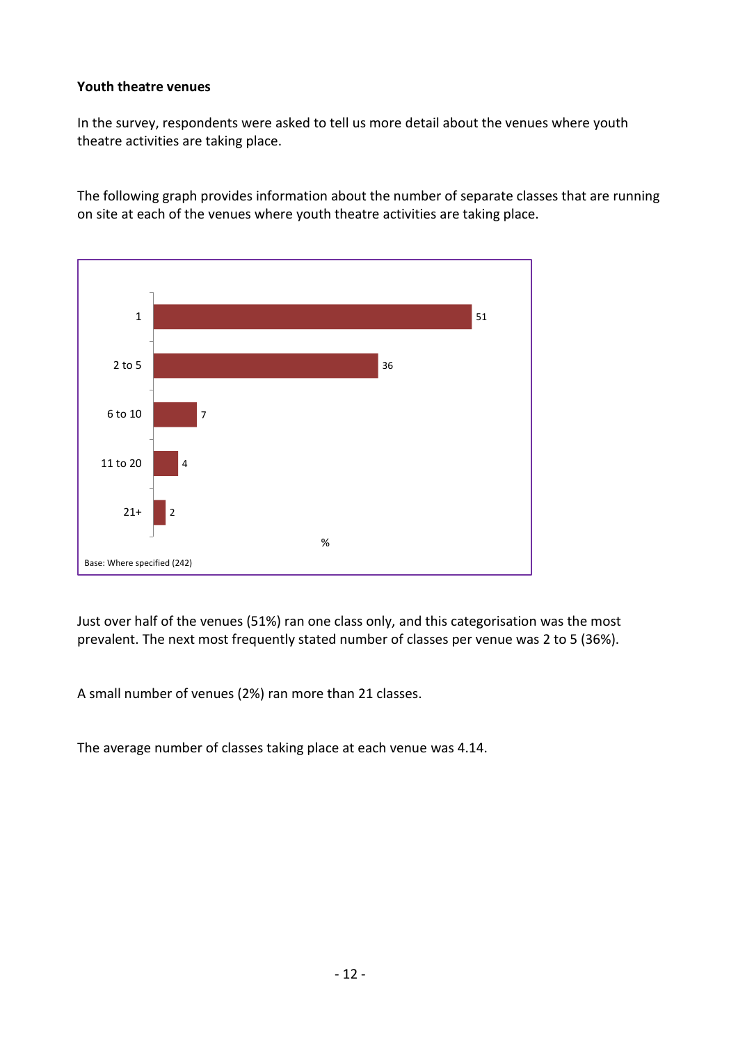**Youth theatre venues**

In the survey, respondents were asked to tell us more detail about the venues where youth theatre activities are taking place.

The following graph provides information about the number of separate classes that are running on site at each of the venues where youth theatre activities are taking place.

| Number of classes | % |
|---|---|
| 1 | 51 |
| 2 to 5 | 36 |
| 6 to 10 | 7 |
| 11 to 20 | 4 |
| 21+ | 2 |

Base: Where specified (242)

Just over half of the venues (51%) ran one class only, and this categorisation was the most prevalent. The next most frequently stated number of classes per venue was 2 to 5 (36%).

A small number of venues (2%) ran more than 21 classes.

The average number of classes taking place at each venue was 4.14.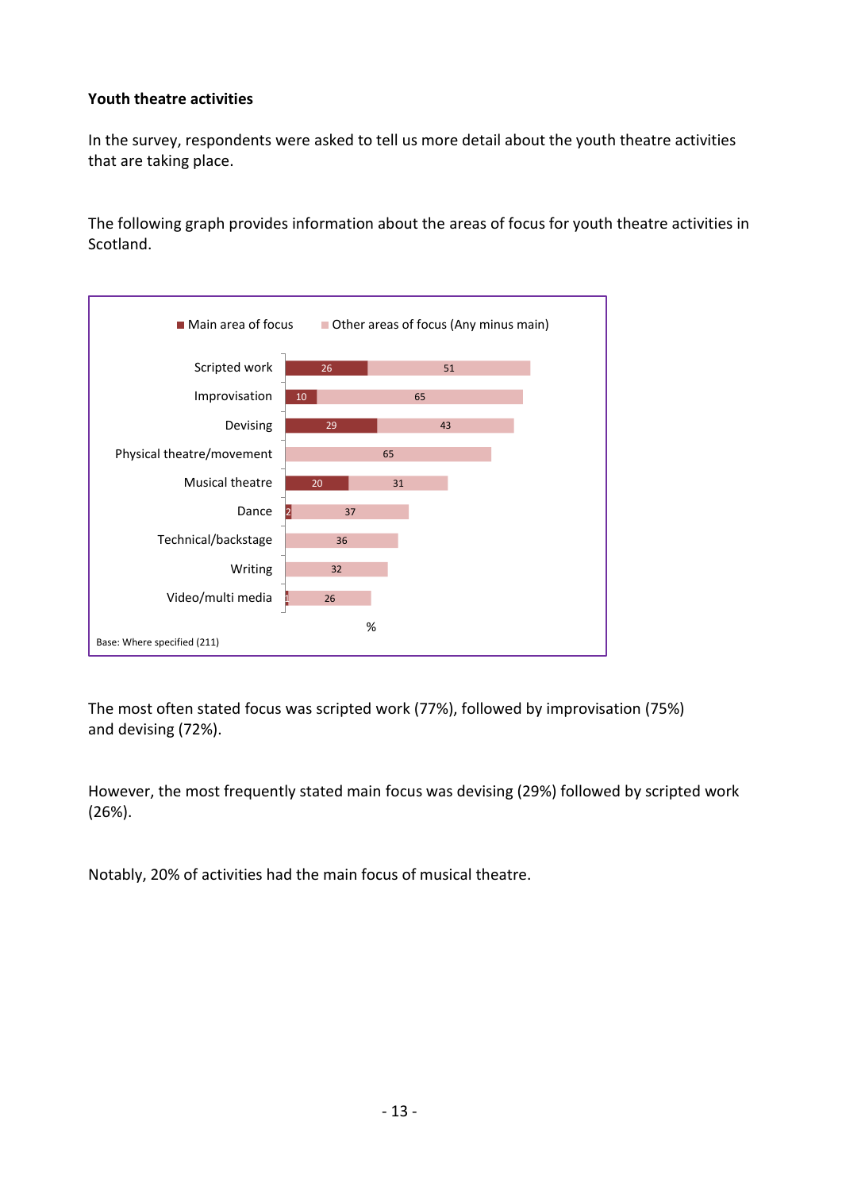**Youth theatre activities**

In the survey, respondents were asked to tell us more detail about the youth theatre activities that are taking place.

The following graph provides information about the areas of focus for youth theatre activities in Scotland.

| | Main area of focus | Other areas of focus (Any minus main) |
|---|---|---|
| Scripted work | 26 | 51 |
| Improvisation | 10 | 65 |
| Devising | 29 | 43 |
| Physical theatre/movement | | 65 |
| Musical theatre | 20 | 31 |
| Dance | 2 | 37 |
| Technical/backstage | | 36 |
| Writing | | 32 |
| Video/multi media | 1 | 26 |

%

Base: Where specified (211)

The most often stated focus was scripted work (77%), followed by improvisation (75%) and devising (72%).

However, the most frequently stated main focus was devising (29%) followed by scripted work (26%).

Notably, 20% of activities had the main focus of musical theatre.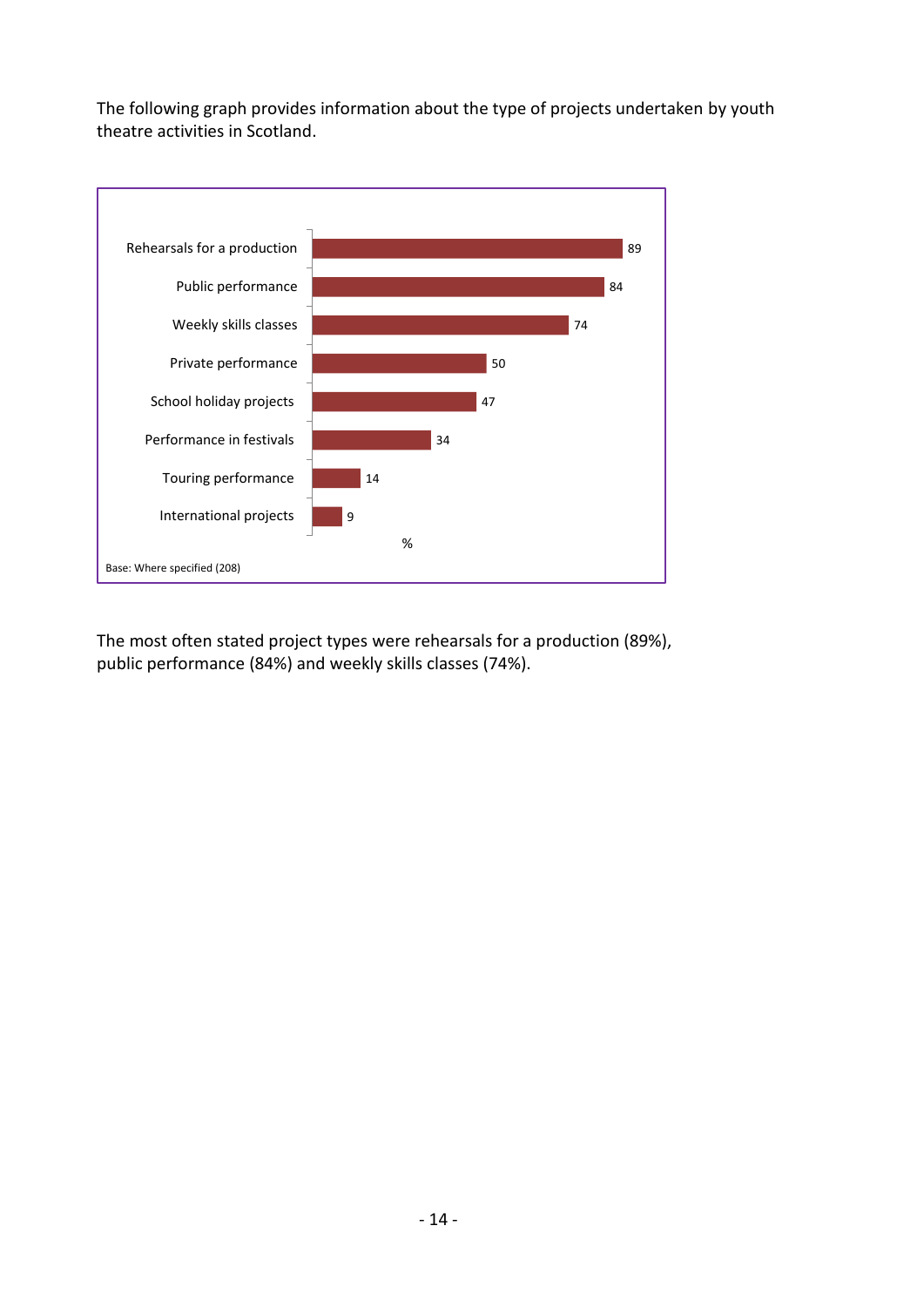The following graph provides information about the type of projects undertaken by youth theatre activities in Scotland.

| Project type | % |
|---|---|
| Rehearsals for a production | 89 |
| Public performance | 84 |
| Weekly skills classes | 74 |
| Private performance | 50 |
| School holiday projects | 47 |
| Performance in festivals | 34 |
| Touring performance | 14 |
| International projects | 9 |

Base: Where specified (208)

The most often stated project types were rehearsals for a production (89%), public performance (84%) and weekly skills classes (74%).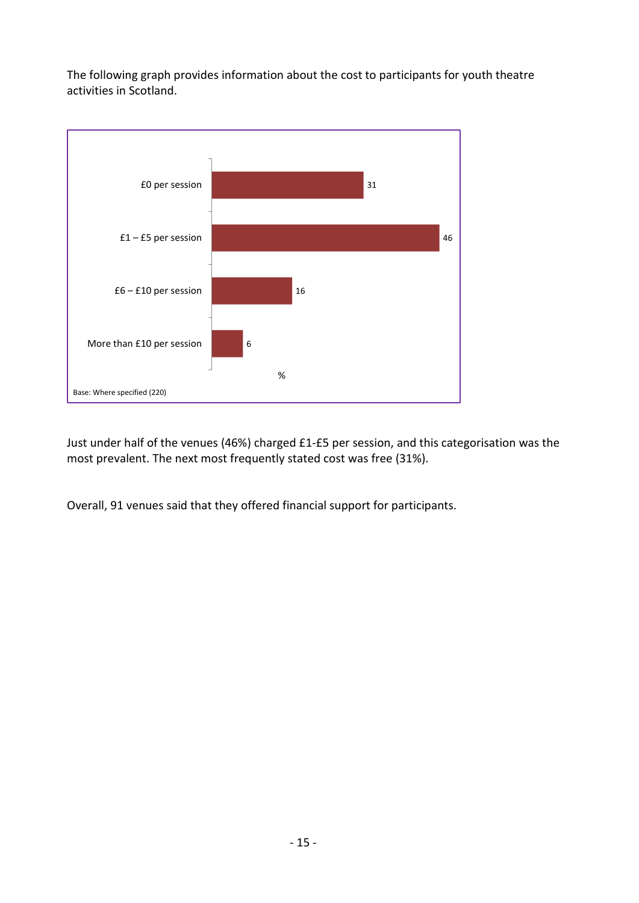The following graph provides information about the cost to participants for youth theatre activities in Scotland.

| | % |
|---|---|
| £0 per session | 31 |
| £1 – £5 per session | 46 |
| £6 – £10 per session | 16 |
| More than £10 per session | 6 |

Base: Where specified (220)

Just under half of the venues (46%) charged £1-£5 per session, and this categorisation was the most prevalent. The next most frequently stated cost was free (31%).

Overall, 91 venues said that they offered financial support for participants.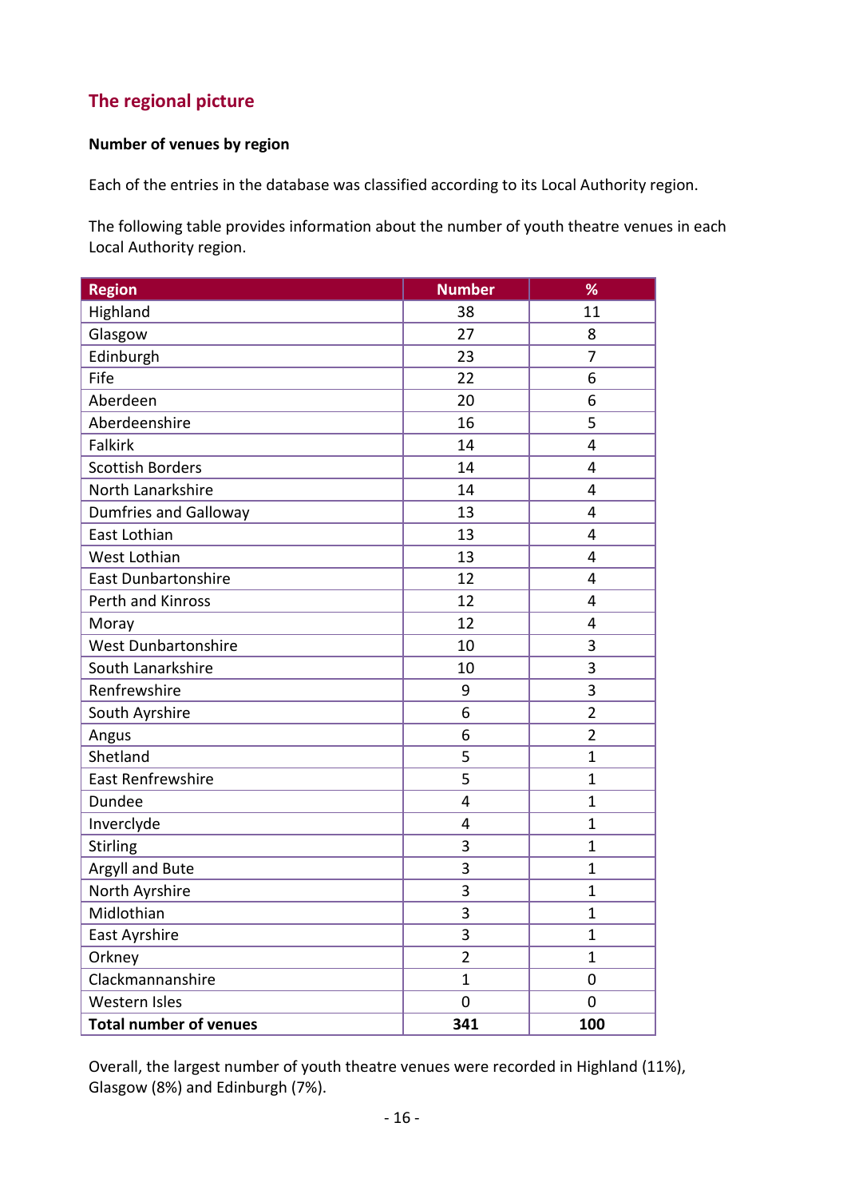## The regional picture

**Number of venues by region**

Each of the entries in the database was classified according to its Local Authority region.

The following table provides information about the number of youth theatre venues in each Local Authority region.

| Region | Number | % |
|---|---|---|
| Highland | 38 | 11 |
| Glasgow | 27 | 8 |
| Edinburgh | 23 | 7 |
| Fife | 22 | 6 |
| Aberdeen | 20 | 6 |
| Aberdeenshire | 16 | 5 |
| Falkirk | 14 | 4 |
| Scottish Borders | 14 | 4 |
| North Lanarkshire | 14 | 4 |
| Dumfries and Galloway | 13 | 4 |
| East Lothian | 13 | 4 |
| West Lothian | 13 | 4 |
| East Dunbartonshire | 12 | 4 |
| Perth and Kinross | 12 | 4 |
| Moray | 12 | 4 |
| West Dunbartonshire | 10 | 3 |
| South Lanarkshire | 10 | 3 |
| Renfrewshire | 9 | 3 |
| South Ayrshire | 6 | 2 |
| Angus | 6 | 2 |
| Shetland | 5 | 1 |
| East Renfrewshire | 5 | 1 |
| Dundee | 4 | 1 |
| Inverclyde | 4 | 1 |
| Stirling | 3 | 1 |
| Argyll and Bute | 3 | 1 |
| North Ayrshire | 3 | 1 |
| Midlothian | 3 | 1 |
| East Ayrshire | 3 | 1 |
| Orkney | 2 | 1 |
| Clackmannanshire | 1 | 0 |
| Western Isles | 0 | 0 |
| **Total number of venues** | **341** | **100** |

Overall, the largest number of youth theatre venues were recorded in Highland (11%), Glasgow (8%) and Edinburgh (7%).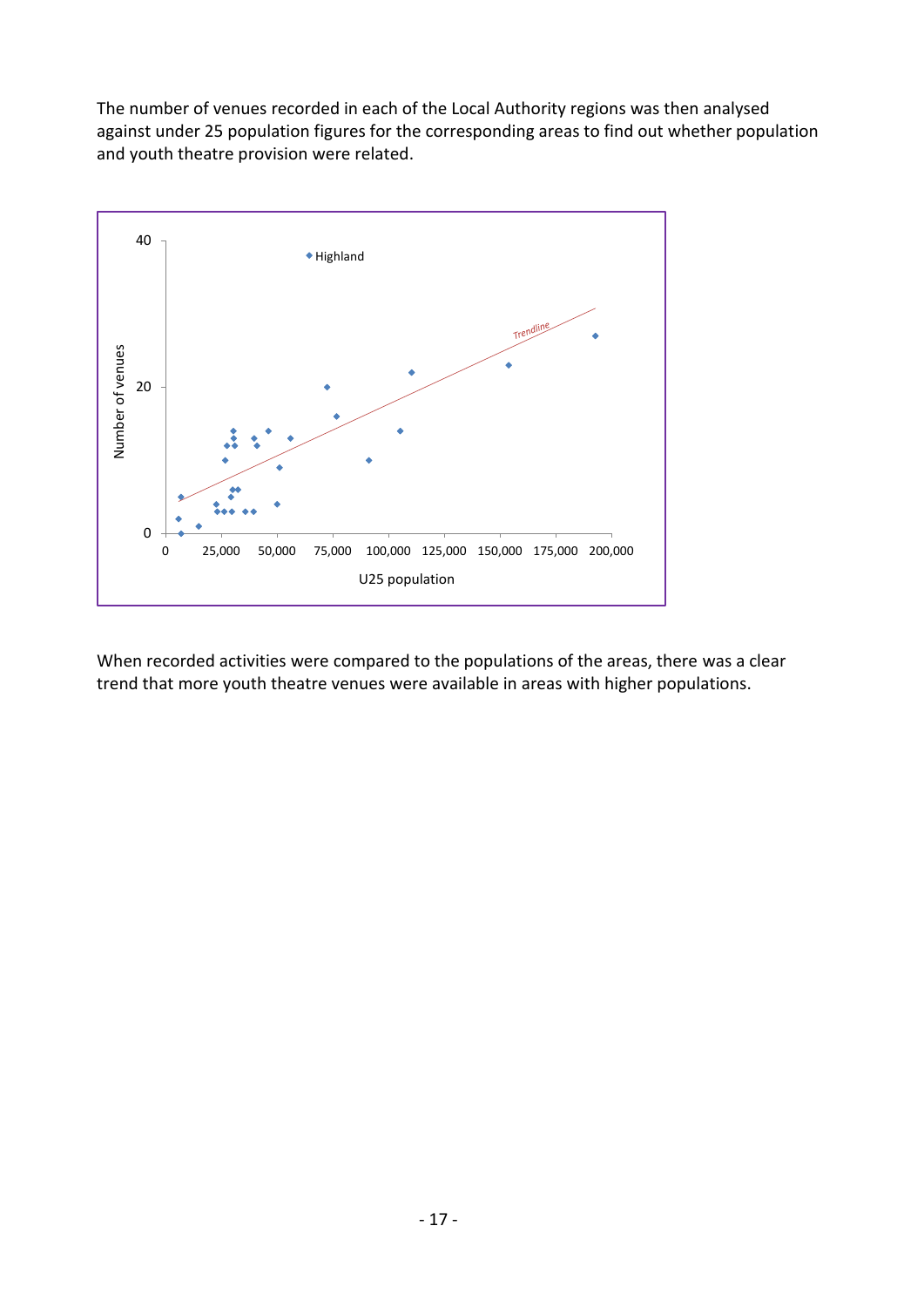The number of venues recorded in each of the Local Authority regions was then analysed against under 25 population figures for the corresponding areas to find out whether population and youth theatre provision were related.

When recorded activities were compared to the populations of the areas, there was a clear trend that more youth theatre venues were available in areas with higher populations.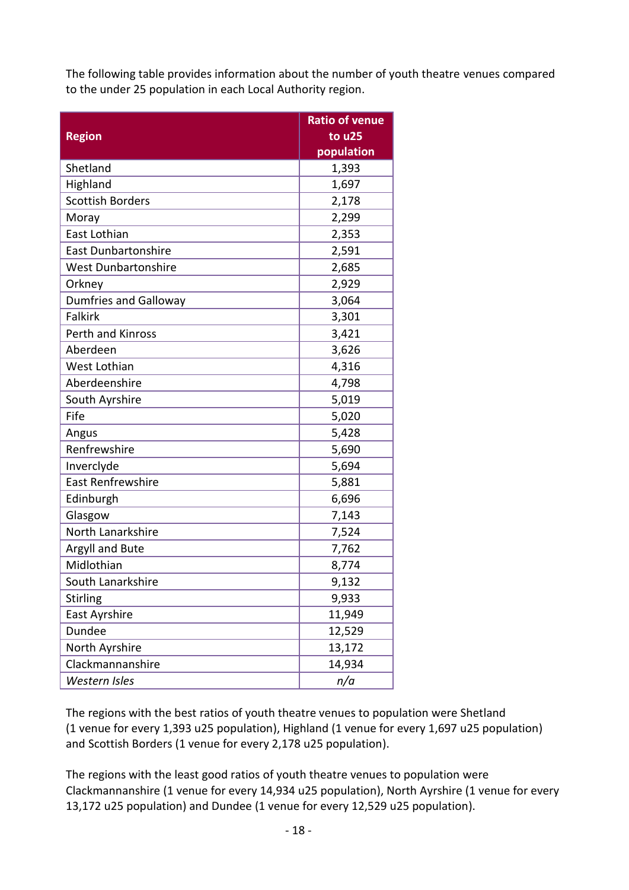The following table provides information about the number of youth theatre venues compared to the under 25 population in each Local Authority region.

| Region | Ratio of venue to u25 population |
|---|---|
| Shetland | 1,393 |
| Highland | 1,697 |
| Scottish Borders | 2,178 |
| Moray | 2,299 |
| East Lothian | 2,353 |
| East Dunbartonshire | 2,591 |
| West Dunbartonshire | 2,685 |
| Orkney | 2,929 |
| Dumfries and Galloway | 3,064 |
| Falkirk | 3,301 |
| Perth and Kinross | 3,421 |
| Aberdeen | 3,626 |
| West Lothian | 4,316 |
| Aberdeenshire | 4,798 |
| South Ayrshire | 5,019 |
| Fife | 5,020 |
| Angus | 5,428 |
| Renfrewshire | 5,690 |
| Inverclyde | 5,694 |
| East Renfrewshire | 5,881 |
| Edinburgh | 6,696 |
| Glasgow | 7,143 |
| North Lanarkshire | 7,524 |
| Argyll and Bute | 7,762 |
| Midlothian | 8,774 |
| South Lanarkshire | 9,132 |
| Stirling | 9,933 |
| East Ayrshire | 11,949 |
| Dundee | 12,529 |
| North Ayrshire | 13,172 |
| Clackmannanshire | 14,934 |
| *Western Isles* | *n/a* |

The regions with the best ratios of youth theatre venues to population were Shetland (1 venue for every 1,393 u25 population), Highland (1 venue for every 1,697 u25 population) and Scottish Borders (1 venue for every 2,178 u25 population).

The regions with the least good ratios of youth theatre venues to population were Clackmannanshire (1 venue for every 14,934 u25 population), North Ayrshire (1 venue for every 13,172 u25 population) and Dundee (1 venue for every 12,529 u25 population).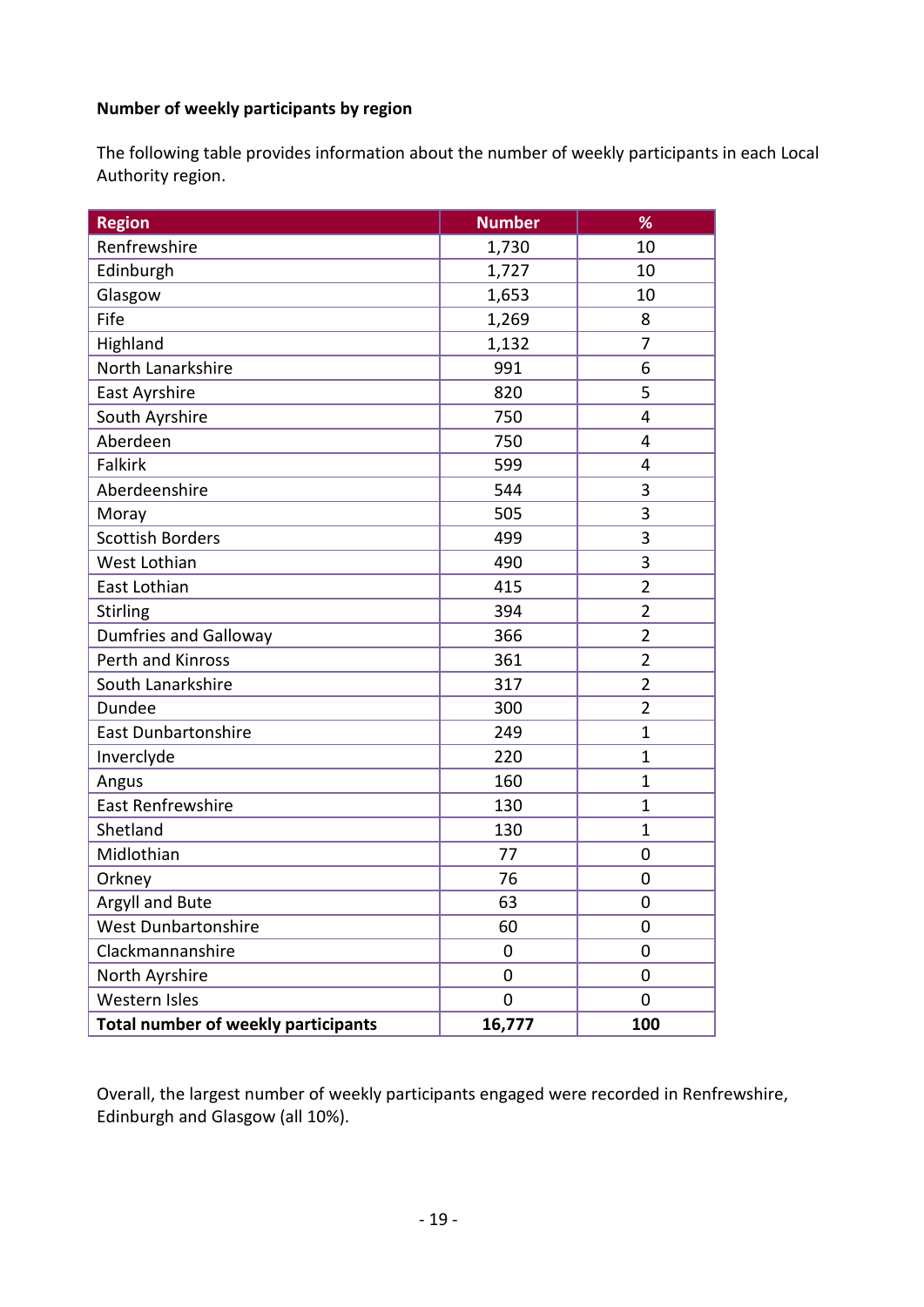**Number of weekly participants by region**

The following table provides information about the number of weekly participants in each Local Authority region.

| Region | Number | % |
|---|---|---|
| Renfrewshire | 1,730 | 10 |
| Edinburgh | 1,727 | 10 |
| Glasgow | 1,653 | 10 |
| Fife | 1,269 | 8 |
| Highland | 1,132 | 7 |
| North Lanarkshire | 991 | 6 |
| East Ayrshire | 820 | 5 |
| South Ayrshire | 750 | 4 |
| Aberdeen | 750 | 4 |
| Falkirk | 599 | 4 |
| Aberdeenshire | 544 | 3 |
| Moray | 505 | 3 |
| Scottish Borders | 499 | 3 |
| West Lothian | 490 | 3 |
| East Lothian | 415 | 2 |
| Stirling | 394 | 2 |
| Dumfries and Galloway | 366 | 2 |
| Perth and Kinross | 361 | 2 |
| South Lanarkshire | 317 | 2 |
| Dundee | 300 | 2 |
| East Dunbartonshire | 249 | 1 |
| Inverclyde | 220 | 1 |
| Angus | 160 | 1 |
| East Renfrewshire | 130 | 1 |
| Shetland | 130 | 1 |
| Midlothian | 77 | 0 |
| Orkney | 76 | 0 |
| Argyll and Bute | 63 | 0 |
| West Dunbartonshire | 60 | 0 |
| Clackmannanshire | 0 | 0 |
| North Ayrshire | 0 | 0 |
| Western Isles | 0 | 0 |
| **Total number of weekly participants** | **16,777** | **100** |

Overall, the largest number of weekly participants engaged were recorded in Renfrewshire, Edinburgh and Glasgow (all 10%).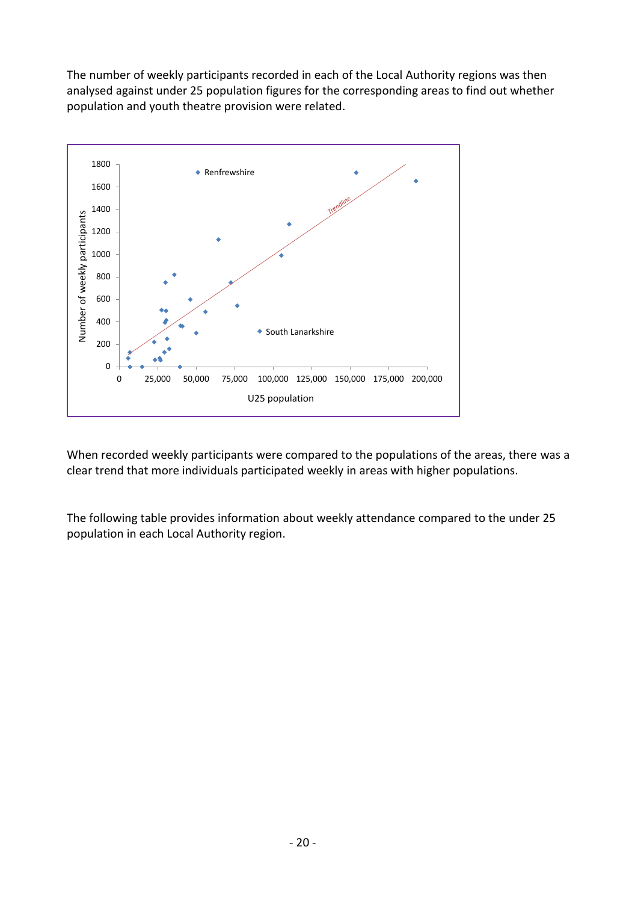The number of weekly participants recorded in each of the Local Authority regions was then analysed against under 25 population figures for the corresponding areas to find out whether population and youth theatre provision were related.

When recorded weekly participants were compared to the populations of the areas, there was a clear trend that more individuals participated weekly in areas with higher populations.

The following table provides information about weekly attendance compared to the under 25 population in each Local Authority region.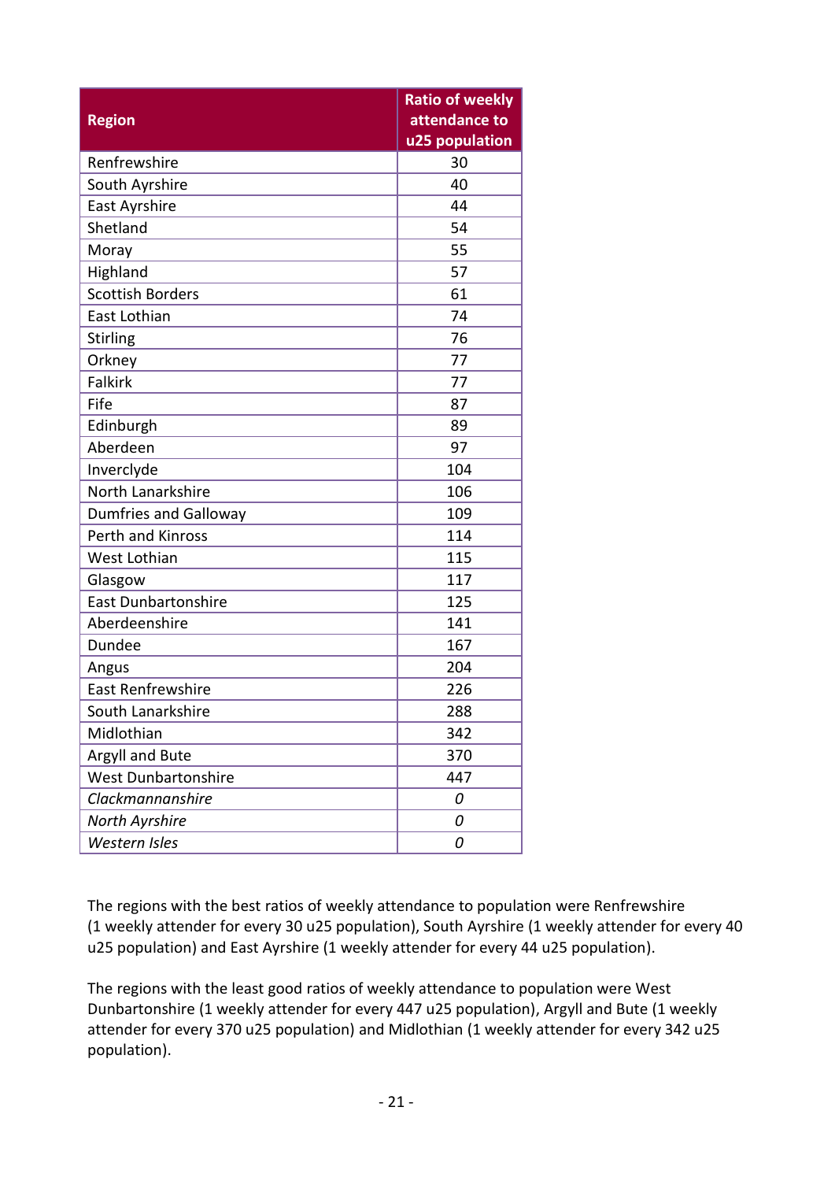| Region | Ratio of weekly attendance to u25 population |
|---|---|
| Renfrewshire | 30 |
| South Ayrshire | 40 |
| East Ayrshire | 44 |
| Shetland | 54 |
| Moray | 55 |
| Highland | 57 |
| Scottish Borders | 61 |
| East Lothian | 74 |
| Stirling | 76 |
| Orkney | 77 |
| Falkirk | 77 |
| Fife | 87 |
| Edinburgh | 89 |
| Aberdeen | 97 |
| Inverclyde | 104 |
| North Lanarkshire | 106 |
| Dumfries and Galloway | 109 |
| Perth and Kinross | 114 |
| West Lothian | 115 |
| Glasgow | 117 |
| East Dunbartonshire | 125 |
| Aberdeenshire | 141 |
| Dundee | 167 |
| Angus | 204 |
| East Renfrewshire | 226 |
| South Lanarkshire | 288 |
| Midlothian | 342 |
| Argyll and Bute | 370 |
| West Dunbartonshire | 447 |
| *Clackmannanshire* | *0* |
| *North Ayrshire* | *0* |
| *Western Isles* | *0* |

The regions with the best ratios of weekly attendance to population were Renfrewshire (1 weekly attender for every 30 u25 population), South Ayrshire (1 weekly attender for every 40 u25 population) and East Ayrshire (1 weekly attender for every 44 u25 population).

The regions with the least good ratios of weekly attendance to population were West Dunbartonshire (1 weekly attender for every 447 u25 population), Argyll and Bute (1 weekly attender for every 370 u25 population) and Midlothian (1 weekly attender for every 342 u25 population).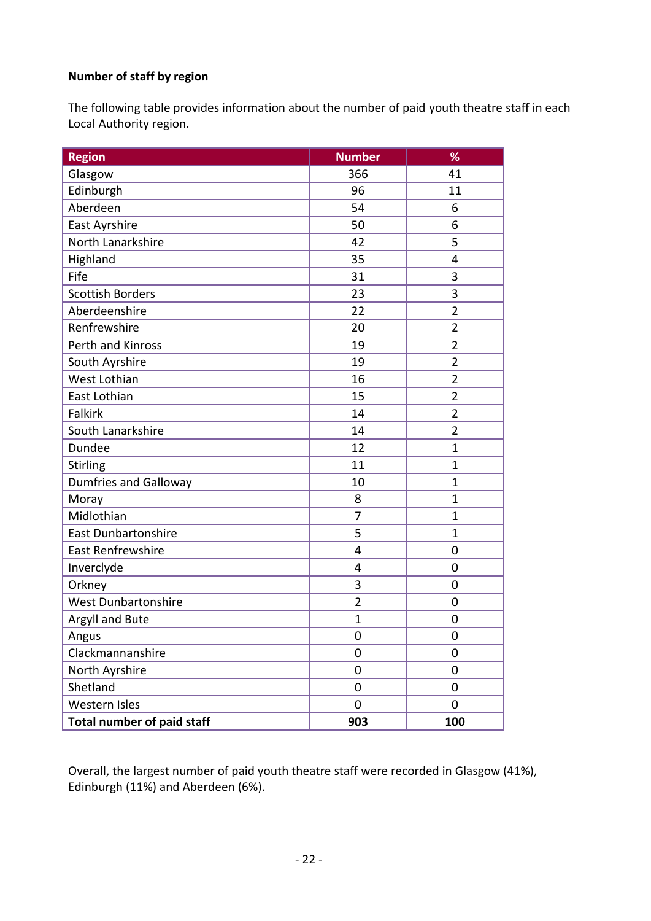**Number of staff by region**

The following table provides information about the number of paid youth theatre staff in each Local Authority region.

| Region | Number | % |
|---|---|---|
| Glasgow | 366 | 41 |
| Edinburgh | 96 | 11 |
| Aberdeen | 54 | 6 |
| East Ayrshire | 50 | 6 |
| North Lanarkshire | 42 | 5 |
| Highland | 35 | 4 |
| Fife | 31 | 3 |
| Scottish Borders | 23 | 3 |
| Aberdeenshire | 22 | 2 |
| Renfrewshire | 20 | 2 |
| Perth and Kinross | 19 | 2 |
| South Ayrshire | 19 | 2 |
| West Lothian | 16 | 2 |
| East Lothian | 15 | 2 |
| Falkirk | 14 | 2 |
| South Lanarkshire | 14 | 2 |
| Dundee | 12 | 1 |
| Stirling | 11 | 1 |
| Dumfries and Galloway | 10 | 1 |
| Moray | 8 | 1 |
| Midlothian | 7 | 1 |
| East Dunbartonshire | 5 | 1 |
| East Renfrewshire | 4 | 0 |
| Inverclyde | 4 | 0 |
| Orkney | 3 | 0 |
| West Dunbartonshire | 2 | 0 |
| Argyll and Bute | 1 | 0 |
| Angus | 0 | 0 |
| Clackmannanshire | 0 | 0 |
| North Ayrshire | 0 | 0 |
| Shetland | 0 | 0 |
| Western Isles | 0 | 0 |
| **Total number of paid staff** | **903** | **100** |

Overall, the largest number of paid youth theatre staff were recorded in Glasgow (41%), Edinburgh (11%) and Aberdeen (6%).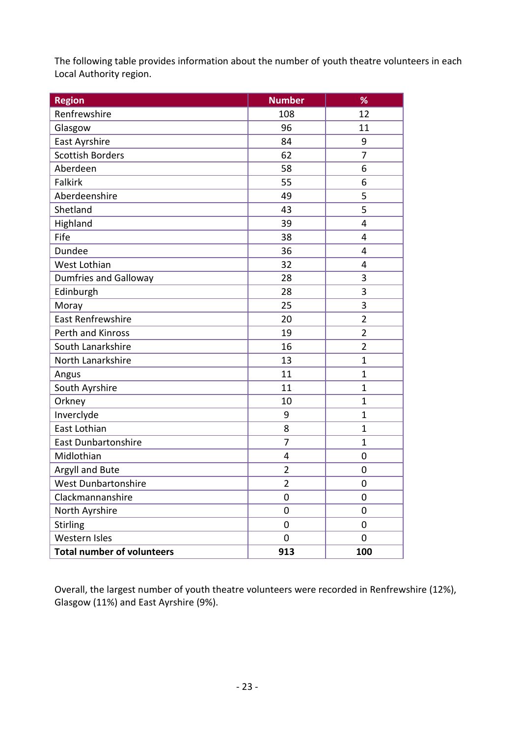The following table provides information about the number of youth theatre volunteers in each Local Authority region.

| Region | Number | % |
|---|---|---|
| Renfrewshire | 108 | 12 |
| Glasgow | 96 | 11 |
| East Ayrshire | 84 | 9 |
| Scottish Borders | 62 | 7 |
| Aberdeen | 58 | 6 |
| Falkirk | 55 | 6 |
| Aberdeenshire | 49 | 5 |
| Shetland | 43 | 5 |
| Highland | 39 | 4 |
| Fife | 38 | 4 |
| Dundee | 36 | 4 |
| West Lothian | 32 | 4 |
| Dumfries and Galloway | 28 | 3 |
| Edinburgh | 28 | 3 |
| Moray | 25 | 3 |
| East Renfrewshire | 20 | 2 |
| Perth and Kinross | 19 | 2 |
| South Lanarkshire | 16 | 2 |
| North Lanarkshire | 13 | 1 |
| Angus | 11 | 1 |
| South Ayrshire | 11 | 1 |
| Orkney | 10 | 1 |
| Inverclyde | 9 | 1 |
| East Lothian | 8 | 1 |
| East Dunbartonshire | 7 | 1 |
| Midlothian | 4 | 0 |
| Argyll and Bute | 2 | 0 |
| West Dunbartonshire | 2 | 0 |
| Clackmannanshire | 0 | 0 |
| North Ayrshire | 0 | 0 |
| Stirling | 0 | 0 |
| Western Isles | 0 | 0 |
| **Total number of volunteers** | **913** | **100** |

Overall, the largest number of youth theatre volunteers were recorded in Renfrewshire (12%), Glasgow (11%) and East Ayrshire (9%).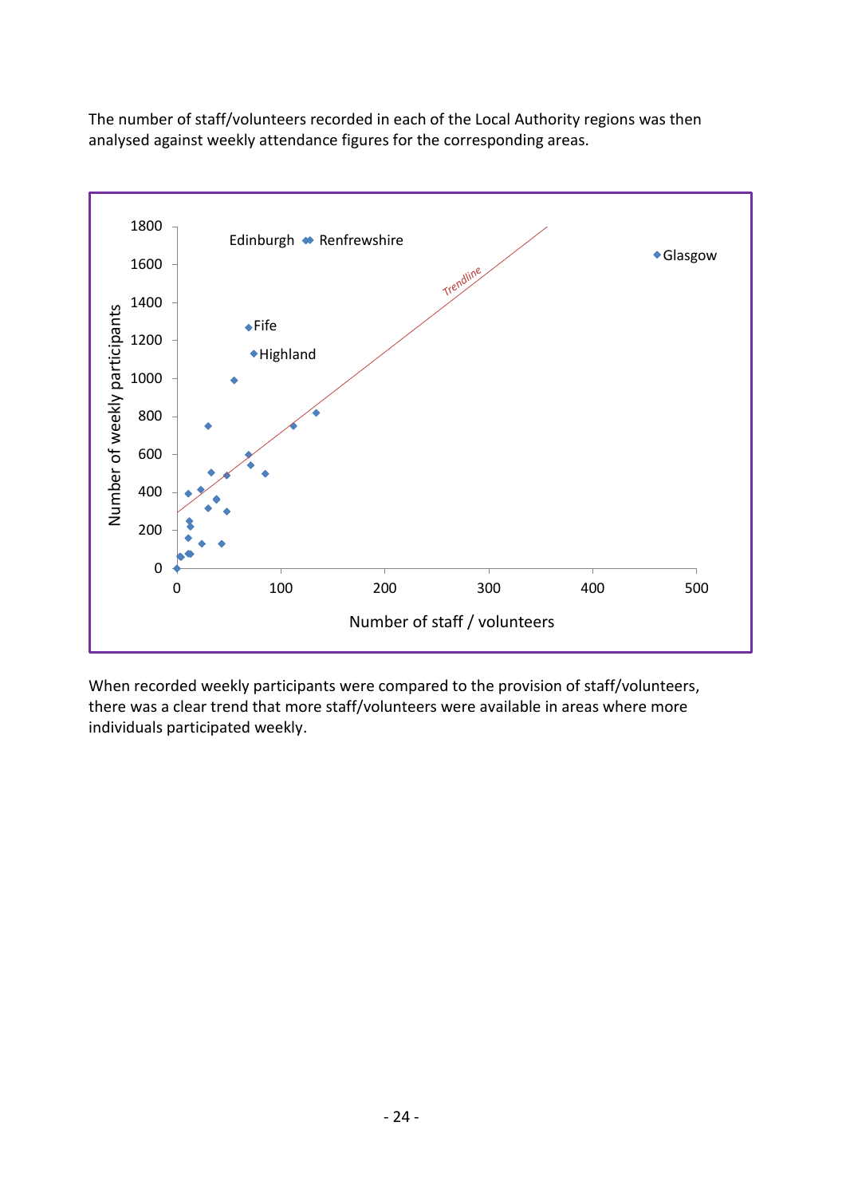The number of staff/volunteers recorded in each of the Local Authority regions was then analysed against weekly attendance figures for the corresponding areas.

When recorded weekly participants were compared to the provision of staff/volunteers, there was a clear trend that more staff/volunteers were available in areas where more individuals participated weekly.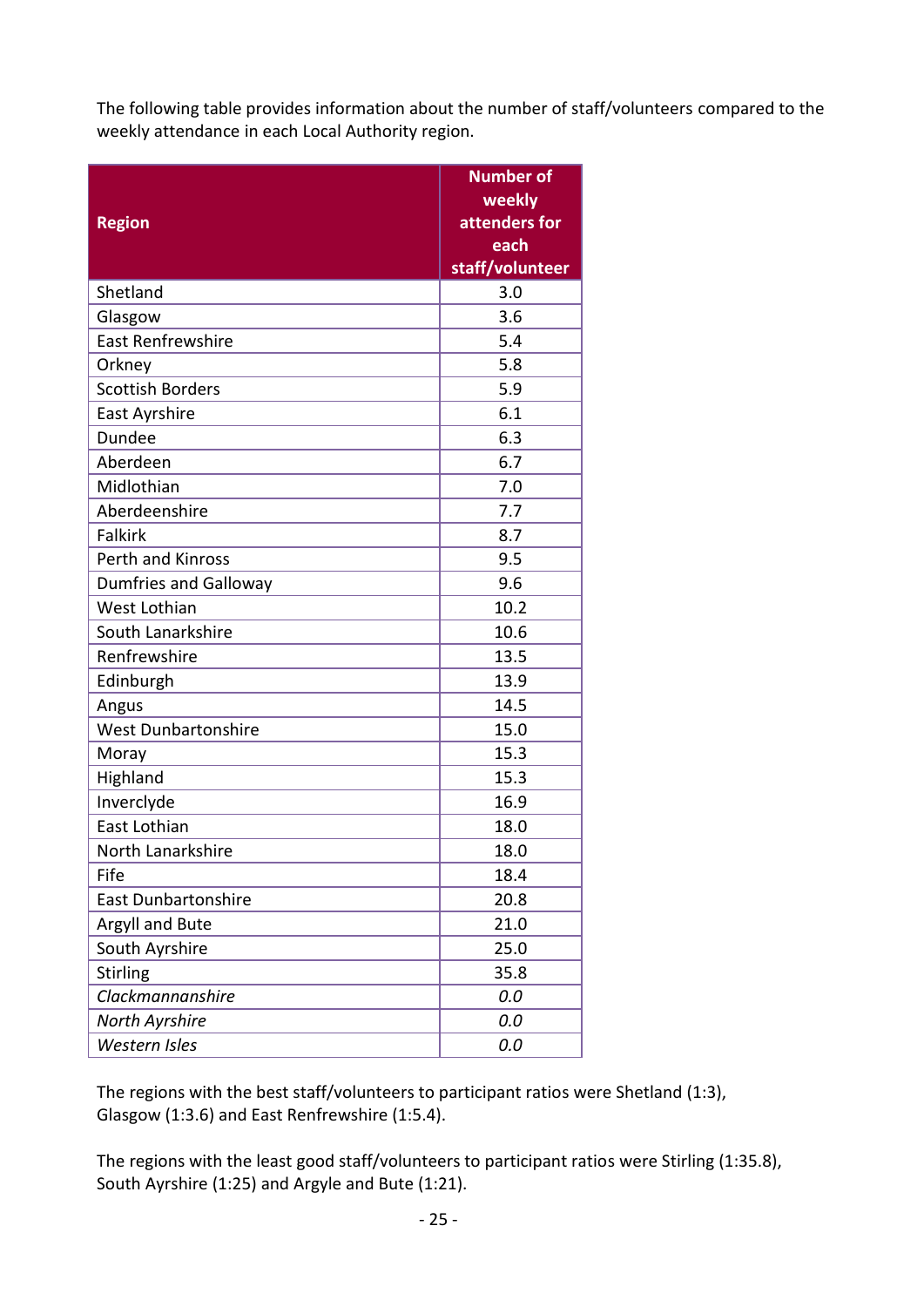The following table provides information about the number of staff/volunteers compared to the weekly attendance in each Local Authority region.

| Region | Number of weekly attenders for each staff/volunteer |
|---|---|
| Shetland | 3.0 |
| Glasgow | 3.6 |
| East Renfrewshire | 5.4 |
| Orkney | 5.8 |
| Scottish Borders | 5.9 |
| East Ayrshire | 6.1 |
| Dundee | 6.3 |
| Aberdeen | 6.7 |
| Midlothian | 7.0 |
| Aberdeenshire | 7.7 |
| Falkirk | 8.7 |
| Perth and Kinross | 9.5 |
| Dumfries and Galloway | 9.6 |
| West Lothian | 10.2 |
| South Lanarkshire | 10.6 |
| Renfrewshire | 13.5 |
| Edinburgh | 13.9 |
| Angus | 14.5 |
| West Dunbartonshire | 15.0 |
| Moray | 15.3 |
| Highland | 15.3 |
| Inverclyde | 16.9 |
| East Lothian | 18.0 |
| North Lanarkshire | 18.0 |
| Fife | 18.4 |
| East Dunbartonshire | 20.8 |
| Argyll and Bute | 21.0 |
| South Ayrshire | 25.0 |
| Stirling | 35.8 |
| *Clackmannanshire* | *0.0* |
| *North Ayrshire* | *0.0* |
| *Western Isles* | *0.0* |

The regions with the best staff/volunteers to participant ratios were Shetland (1:3), Glasgow (1:3.6) and East Renfrewshire (1:5.4).

The regions with the least good staff/volunteers to participant ratios were Stirling (1:35.8), South Ayrshire (1:25) and Argyle and Bute (1:21).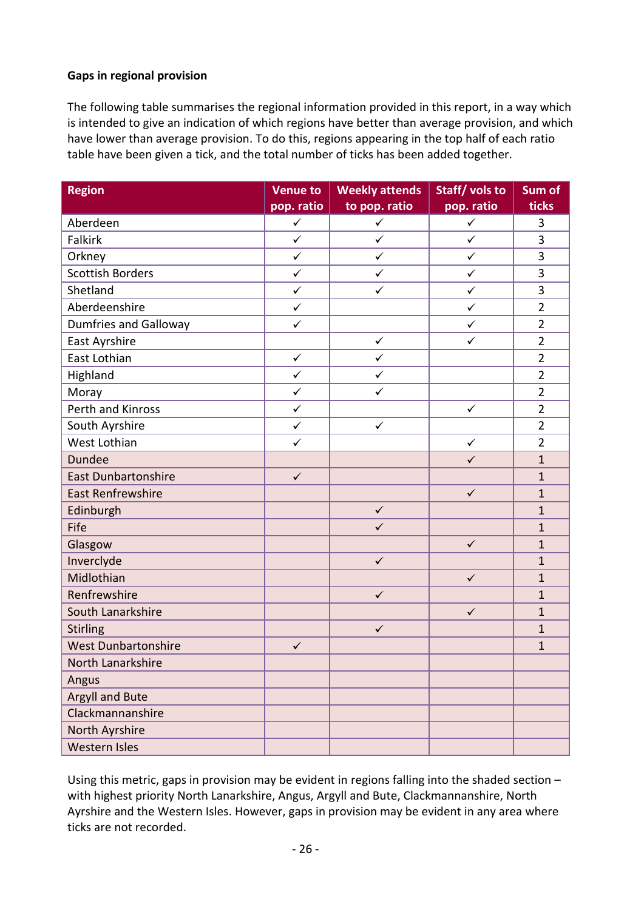**Gaps in regional provision**

The following table summarises the regional information provided in this report, in a way which is intended to give an indication of which regions have better than average provision, and which have lower than average provision. To do this, regions appearing in the top half of each ratio table have been given a tick, and the total number of ticks has been added together.

| Region | Venue to pop. ratio | Weekly attends to pop. ratio | Staff/ vols to pop. ratio | Sum of ticks |
|---|---|---|---|---|
| Aberdeen | ✓ | ✓ | ✓ | 3 |
| Falkirk | ✓ | ✓ | ✓ | 3 |
| Orkney | ✓ | ✓ | ✓ | 3 |
| Scottish Borders | ✓ | ✓ | ✓ | 3 |
| Shetland | ✓ | ✓ | ✓ | 3 |
| Aberdeenshire | ✓ | | ✓ | 2 |
| Dumfries and Galloway | ✓ | | ✓ | 2 |
| East Ayrshire | | ✓ | ✓ | 2 |
| East Lothian | ✓ | ✓ | | 2 |
| Highland | ✓ | ✓ | | 2 |
| Moray | ✓ | ✓ | | 2 |
| Perth and Kinross | ✓ | | ✓ | 2 |
| South Ayrshire | ✓ | ✓ | | 2 |
| West Lothian | ✓ | | ✓ | 2 |
| Dundee | | | ✓ | 1 |
| East Dunbartonshire | ✓ | | | 1 |
| East Renfrewshire | | | ✓ | 1 |
| Edinburgh | | ✓ | | 1 |
| Fife | | ✓ | | 1 |
| Glasgow | | | ✓ | 1 |
| Inverclyde | | ✓ | | 1 |
| Midlothian | | | ✓ | 1 |
| Renfrewshire | | ✓ | | 1 |
| South Lanarkshire | | | ✓ | 1 |
| Stirling | | ✓ | | 1 |
| West Dunbartonshire | ✓ | | | 1 |
| North Lanarkshire | | | | |
| Angus | | | | |
| Argyll and Bute | | | | |
| Clackmannanshire | | | | |
| North Ayrshire | | | | |
| Western Isles | | | | |

Using this metric, gaps in provision may be evident in regions falling into the shaded section – with highest priority North Lanarkshire, Angus, Argyll and Bute, Clackmannanshire, North Ayrshire and the Western Isles. However, gaps in provision may be evident in any area where ticks are not recorded.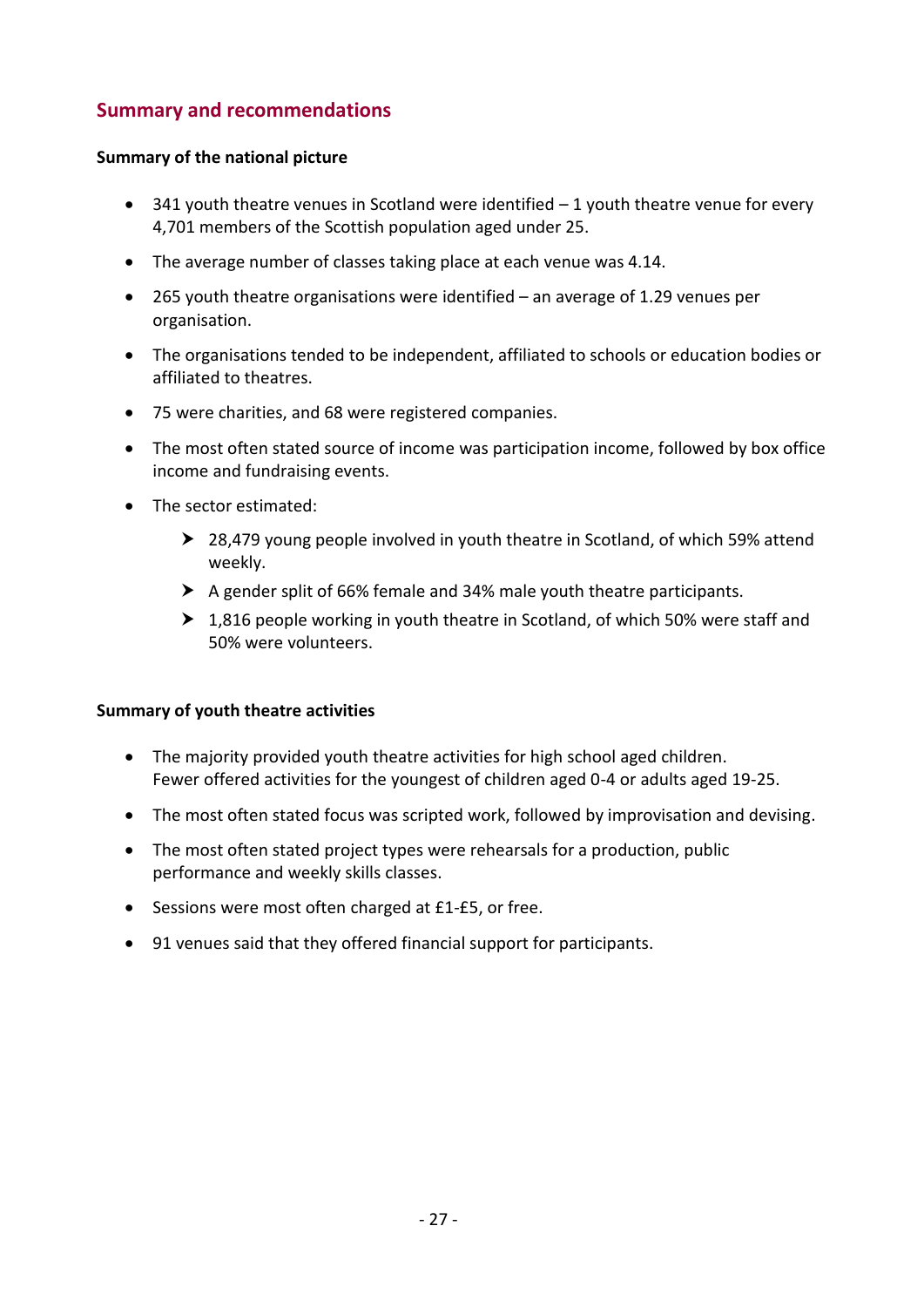## Summary and recommendations

**Summary of the national picture**

- 341 youth theatre venues in Scotland were identified – 1 youth theatre venue for every 4,701 members of the Scottish population aged under 25.
- The average number of classes taking place at each venue was 4.14.
- 265 youth theatre organisations were identified – an average of 1.29 venues per organisation.
- The organisations tended to be independent, affiliated to schools or education bodies or affiliated to theatres.
- 75 were charities, and 68 were registered companies.
- The most often stated source of income was participation income, followed by box office income and fundraising events.
- The sector estimated:
  - 28,479 young people involved in youth theatre in Scotland, of which 59% attend weekly.
  - A gender split of 66% female and 34% male youth theatre participants.
  - 1,816 people working in youth theatre in Scotland, of which 50% were staff and 50% were volunteers.

**Summary of youth theatre activities**

- The majority provided youth theatre activities for high school aged children. Fewer offered activities for the youngest of children aged 0-4 or adults aged 19-25.
- The most often stated focus was scripted work, followed by improvisation and devising.
- The most often stated project types were rehearsals for a production, public performance and weekly skills classes.
- Sessions were most often charged at £1-£5, or free.
- 91 venues said that they offered financial support for participants.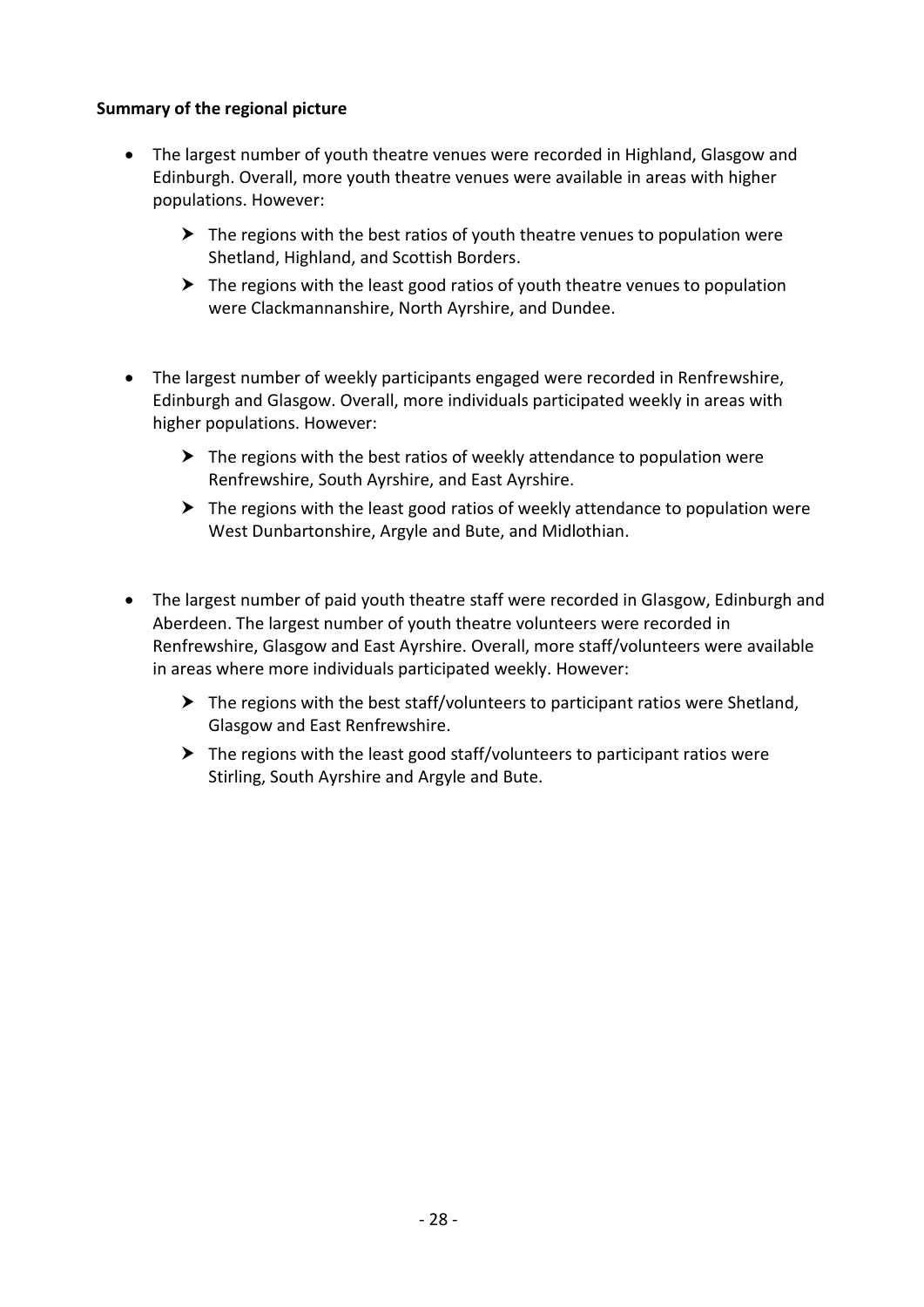**Summary of the regional picture**

- The largest number of youth theatre venues were recorded in Highland, Glasgow and Edinburgh. Overall, more youth theatre venues were available in areas with higher populations. However:
  - The regions with the best ratios of youth theatre venues to population were Shetland, Highland, and Scottish Borders.
  - The regions with the least good ratios of youth theatre venues to population were Clackmannanshire, North Ayrshire, and Dundee.

- The largest number of weekly participants engaged were recorded in Renfrewshire, Edinburgh and Glasgow. Overall, more individuals participated weekly in areas with higher populations. However:
  - The regions with the best ratios of weekly attendance to population were Renfrewshire, South Ayrshire, and East Ayrshire.
  - The regions with the least good ratios of weekly attendance to population were West Dunbartonshire, Argyle and Bute, and Midlothian.

- The largest number of paid youth theatre staff were recorded in Glasgow, Edinburgh and Aberdeen. The largest number of youth theatre volunteers were recorded in Renfrewshire, Glasgow and East Ayrshire. Overall, more staff/volunteers were available in areas where more individuals participated weekly. However:
  - The regions with the best staff/volunteers to participant ratios were Shetland, Glasgow and East Renfrewshire.
  - The regions with the least good staff/volunteers to participant ratios were Stirling, South Ayrshire and Argyle and Bute.